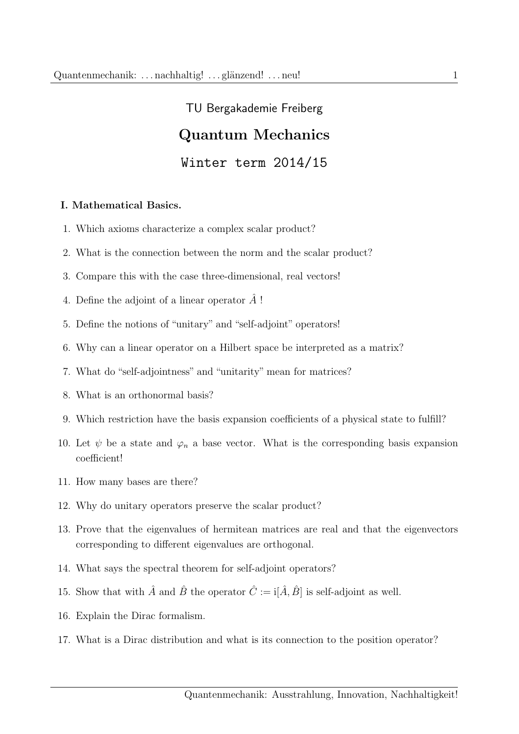TU Bergakademie Freiberg

# Quantum Mechanics

## Winter term 2014/15

**I. Mathematical Basics.**

1. Which axioms characterize a complex scalar product?
2. What is the connection between the norm and the scalar product?
3. Compare this with the case three-dimensional, real vectors!
4. Define the adjoint of a linear operator $\hat{A}$ !
5. Define the notions of "unitary" and "self-adjoint" operators!
6. Why can a linear operator on a Hilbert space be interpreted as a matrix?
7. What do "self-adjointness" and "unitarity" mean for matrices?
8. What is an orthonormal basis?
9. Which restriction have the basis expansion coefficients of a physical state to fulfill?
10. Let $\psi$ be a state and $\varphi_n$ a base vector. What is the corresponding basis expansion coefficient!
11. How many bases are there?
12. Why do unitary operators preserve the scalar product?
13. Prove that the eigenvalues of hermitean matrices are real and that the eigenvectors corresponding to different eigenvalues are orthogonal.
14. What says the spectral theorem for self-adjoint operators?
15. Show that with $\hat{A}$ and $\hat{B}$ the operator $\hat{C} := \mathrm{i}[\hat{A}, \hat{B}]$ is self-adjoint as well.
16. Explain the Dirac formalism.
17. What is a Dirac distribution and what is its connection to the position operator?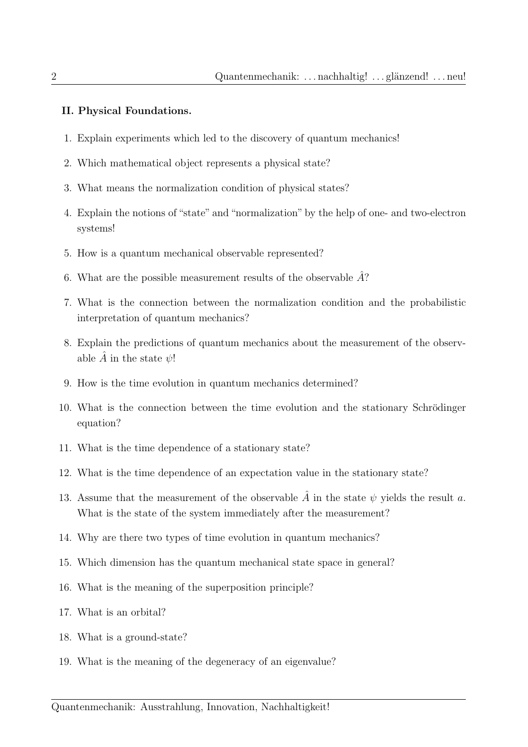**II. Physical Foundations.**

1. Explain experiments which led to the discovery of quantum mechanics!
2. Which mathematical object represents a physical state?
3. What means the normalization condition of physical states?
4. Explain the notions of "state" and "normalization" by the help of one- and two-electron systems!
5. How is a quantum mechanical observable represented?
6. What are the possible measurement results of the observable $\hat{A}$?
7. What is the connection between the normalization condition and the probabilistic interpretation of quantum mechanics?
8. Explain the predictions of quantum mechanics about the measurement of the observable $\hat{A}$ in the state $\psi$!
9. How is the time evolution in quantum mechanics determined?
10. What is the connection between the time evolution and the stationary Schrödinger equation?
11. What is the time dependence of a stationary state?
12. What is the time dependence of an expectation value in the stationary state?
13. Assume that the measurement of the observable $\hat{A}$ in the state $\psi$ yields the result $a$. What is the state of the system immediately after the measurement?
14. Why are there two types of time evolution in quantum mechanics?
15. Which dimension has the quantum mechanical state space in general?
16. What is the meaning of the superposition principle?
17. What is an orbital?
18. What is a ground-state?
19. What is the meaning of the degeneracy of an eigenvalue?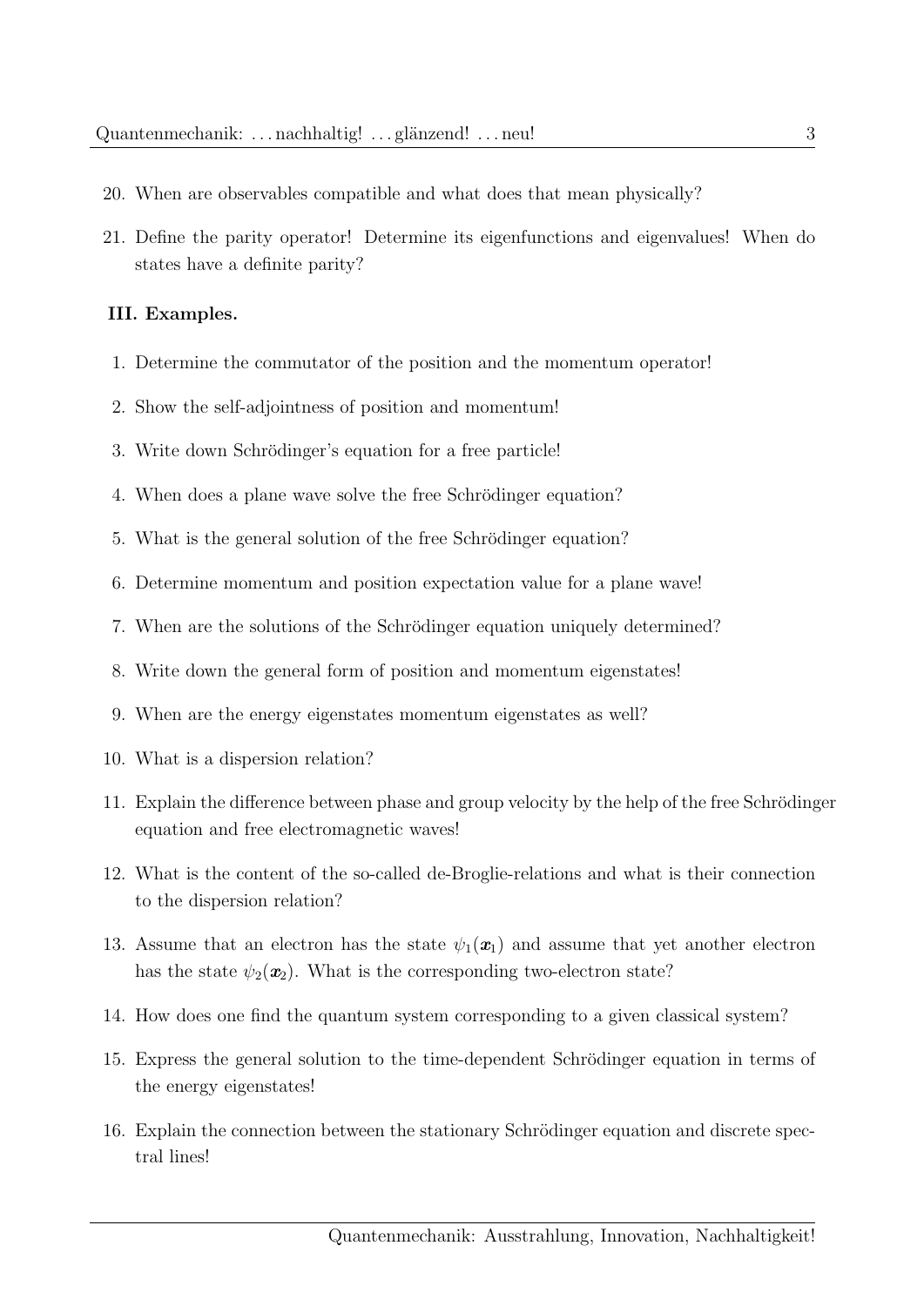20. When are observables compatible and what does that mean physically?

21. Define the parity operator! Determine its eigenfunctions and eigenvalues! When do states have a definite parity?

### III. Examples.

1. Determine the commutator of the position and the momentum operator!

2. Show the self-adjointness of position and momentum!

3. Write down Schrödinger's equation for a free particle!

4. When does a plane wave solve the free Schrödinger equation?

5. What is the general solution of the free Schrödinger equation?

6. Determine momentum and position expectation value for a plane wave!

7. When are the solutions of the Schrödinger equation uniquely determined?

8. Write down the general form of position and momentum eigenstates!

9. When are the energy eigenstates momentum eigenstates as well?

10. What is a dispersion relation?

11. Explain the difference between phase and group velocity by the help of the free Schrödinger equation and free electromagnetic waves!

12. What is the content of the so-called de-Broglie-relations and what is their connection to the dispersion relation?

13. Assume that an electron has the state $\psi_1(\boldsymbol{x}_1)$ and assume that yet another electron has the state $\psi_2(\boldsymbol{x}_2)$. What is the corresponding two-electron state?

14. How does one find the quantum system corresponding to a given classical system?

15. Express the general solution to the time-dependent Schrödinger equation in terms of the energy eigenstates!

16. Explain the connection between the stationary Schrödinger equation and discrete spectral lines!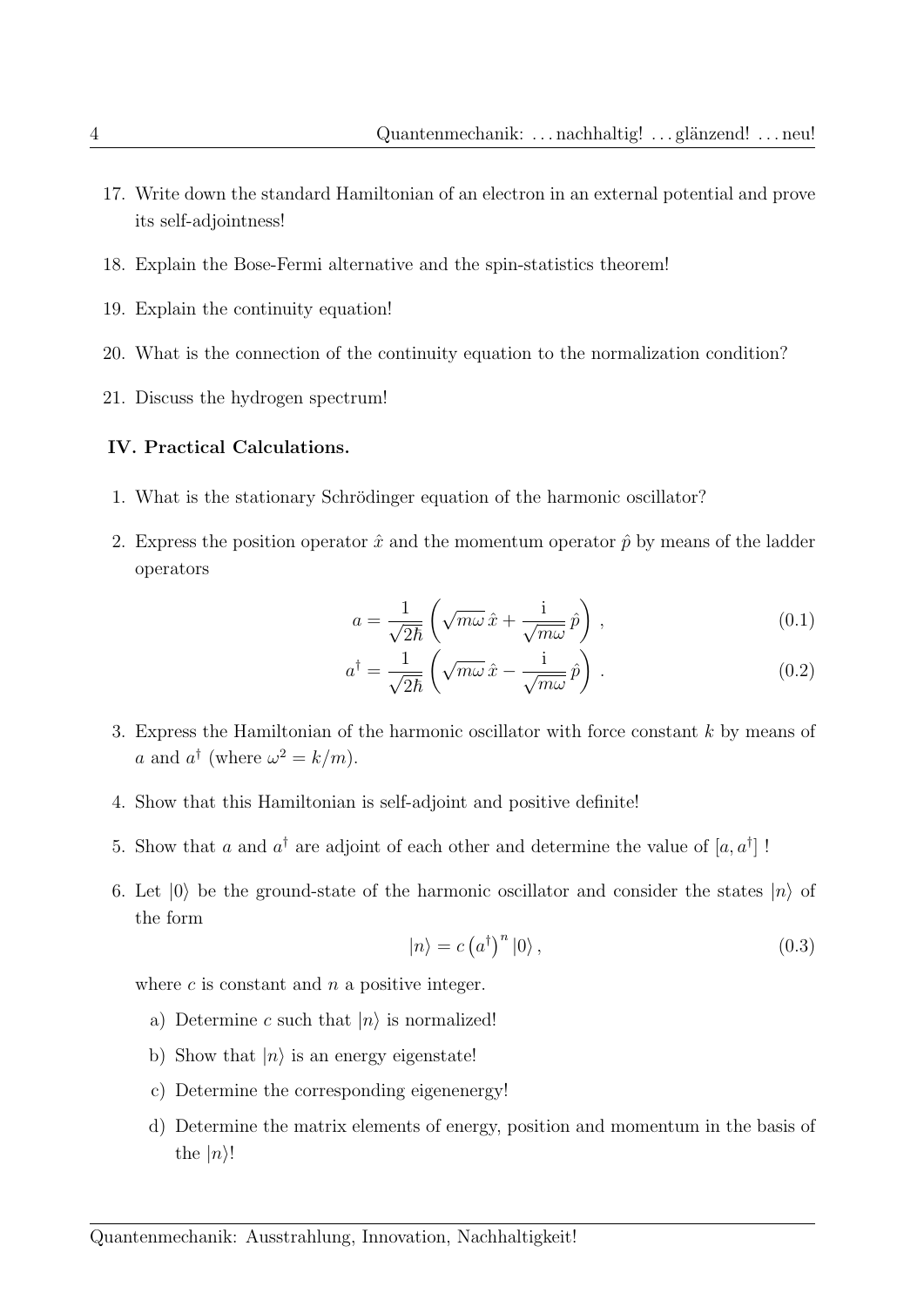17. Write down the standard Hamiltonian of an electron in an external potential and prove its self-adjointness!
18. Explain the Bose-Fermi alternative and the spin-statistics theorem!
19. Explain the continuity equation!
20. What is the connection of the continuity equation to the normalization condition?
21. Discuss the hydrogen spectrum!

### IV. Practical Calculations.

1. What is the stationary Schrödinger equation of the harmonic oscillator?
2. Express the position operator $\hat{x}$ and the momentum operator $\hat{p}$ by means of the ladder operators

$$a = \frac{1}{\sqrt{2\hbar}} \left( \sqrt{m\omega}\, \hat{x} + \frac{\mathrm{i}}{\sqrt{m\omega}}\, \hat{p} \right) , \tag{0.1}$$

$$a^\dagger = \frac{1}{\sqrt{2\hbar}} \left( \sqrt{m\omega}\, \hat{x} - \frac{\mathrm{i}}{\sqrt{m\omega}}\, \hat{p} \right) . \tag{0.2}$$

3. Express the Hamiltonian of the harmonic oscillator with force constant $k$ by means of $a$ and $a^\dagger$ (where $\omega^2 = k/m$).
4. Show that this Hamiltonian is self-adjoint and positive definite!
5. Show that $a$ and $a^\dagger$ are adjoint of each other and determine the value of $[a, a^\dagger]$ !
6. Let $|0\rangle$ be the ground-state of the harmonic oscillator and consider the states $|n\rangle$ of the form

$$|n\rangle = c \left(a^\dagger\right)^n |0\rangle , \tag{0.3}$$

where $c$ is constant and $n$ a positive integer.

   a) Determine $c$ such that $|n\rangle$ is normalized!
   b) Show that $|n\rangle$ is an energy eigenstate!
   c) Determine the corresponding eigenenergy!
   d) Determine the matrix elements of energy, position and momentum in the basis of the $|n\rangle$!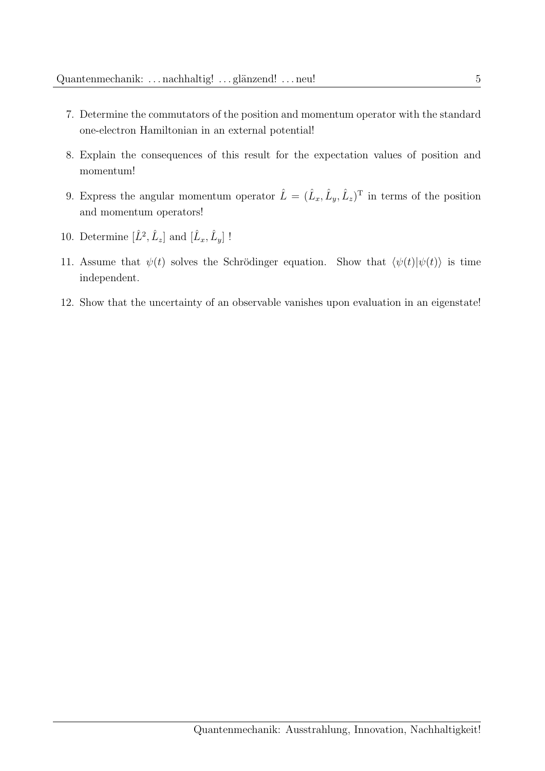7. Determine the commutators of the position and momentum operator with the standard one-electron Hamiltonian in an external potential!

8. Explain the consequences of this result for the expectation values of position and momentum!

9. Express the angular momentum operator $\hat{L} = (\hat{L}_x, \hat{L}_y, \hat{L}_z)^{\mathrm{T}}$ in terms of the position and momentum operators!

10. Determine $[\hat{L}^2, \hat{L}_z]$ and $[\hat{L}_x, \hat{L}_y]$ !

11. Assume that $\psi(t)$ solves the Schrödinger equation. Show that $\langle \psi(t) | \psi(t) \rangle$ is time independent.

12. Show that the uncertainty of an observable vanishes upon evaluation in an eigenstate!